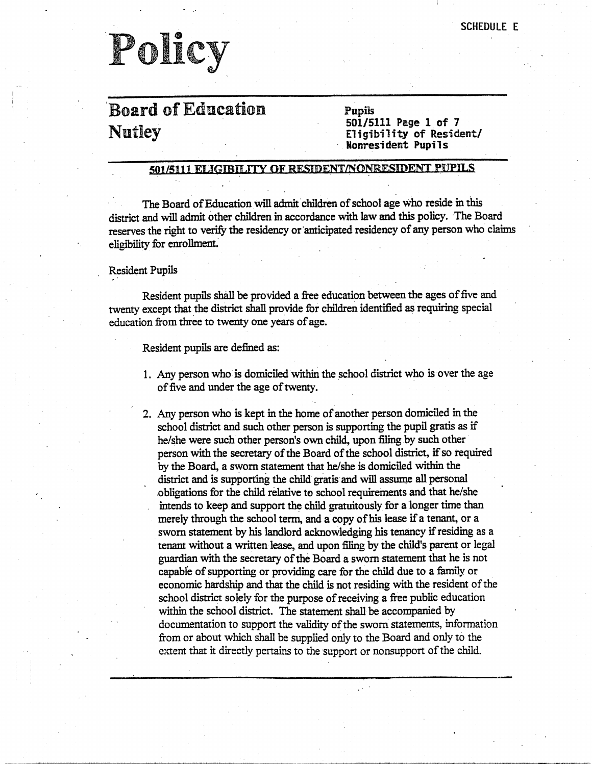SCHEDULE E

# Policy

## Board of Education Nutley

**Pupils**
**501/5111**
**Eligibility of Resident/ Nonresident Pupils**

### 501/5111 ELIGIBILITY OF RESIDENT/NONRESIDENT PUPILS

The Board of Education will admit children of school age who reside in this district and will admit other children in accordance with law and this policy. The Board reserves the right to verify the residency or anticipated residency of any person who claims eligibility for enrollment.

Resident Pupils

Resident pupils shall be provided a free education between the ages of five and twenty except that the district shall provide for children identified as requiring special education from three to twenty one years of age.

Resident pupils are defined as:

1. Any person who is domiciled within the school district who is over the age of five and under the age of twenty.

2. Any person who is kept in the home of another person domiciled in the school district and such other person is supporting the pupil gratis as if he/she were such other person's own child, upon filing by such other person with the secretary of the Board of the school district, if so required by the Board, a sworn statement that he/she is domiciled within the district and is supporting the child gratis and will assume all personal obligations for the child relative to school requirements and that he/she intends to keep and support the child gratuitously for a longer time than merely through the school term, and a copy of his lease if a tenant, or a sworn statement by his landlord acknowledging his tenancy if residing as a tenant without a written lease, and upon filing by the child's parent or legal guardian with the secretary of the Board a sworn statement that he is not capable of supporting or providing care for the child due to a family or economic hardship and that the child is not residing with the resident of the school district solely for the purpose of receiving a free public education within the school district. The statement shall be accompanied by documentation to support the validity of the sworn statements, information from or about which shall be supplied only to the Board and only to the extent that it directly pertains to the support or nonsupport of the child.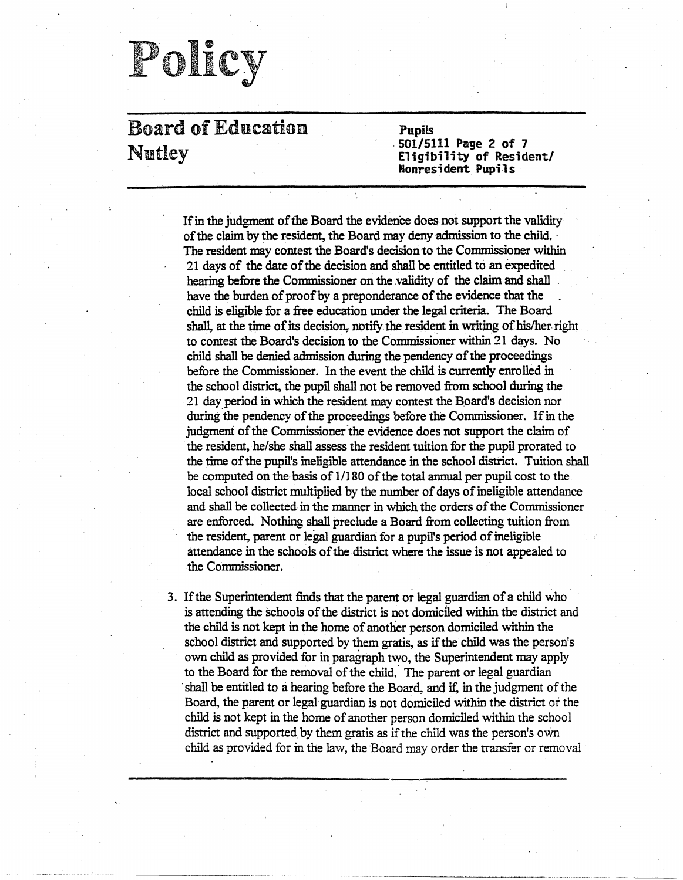If in the judgment of the Board the evidence does not support the validity of the claim by the resident, the Board may deny admission to the child. The resident may contest the Board's decision to the Commissioner within 21 days of the date of the decision and shall be entitled to an expedited hearing before the Commissioner on the validity of the claim and shall have the burden of proof by a preponderance of the evidence that the child is eligible for a free education under the legal criteria. The Board shall, at the time of its decision, notify the resident in writing of his/her right to contest the Board's decision to the Commissioner within 21 days. No child shall be denied admission during the pendency of the proceedings before the Commissioner. In the event the child is currently enrolled in the school district, the pupil shall not be removed from school during the 21 day period in which the resident may contest the Board's decision nor during the pendency of the proceedings before the Commissioner. If in the judgment of the Commissioner the evidence does not support the claim of the resident, he/she shall assess the resident tuition for the pupil prorated to the time of the pupil's ineligible attendance in the school district. Tuition shall be computed on the basis of 1/180 of the total annual per pupil cost to the local school district multiplied by the number of days of ineligible attendance and shall be collected in the manner in which the orders of the Commissioner are enforced. Nothing shall preclude a Board from collecting tuition from the resident, parent or legal guardian for a pupil's period of ineligible attendance in the schools of the district where the issue is not appealed to the Commissioner.

3. If the Superintendent finds that the parent or legal guardian of a child who is attending the schools of the district is not domiciled within the district and the child is not kept in the home of another person domiciled within the school district and supported by them gratis, as if the child was the person's own child as provided for in paragraph two, the Superintendent may apply to the Board for the removal of the child. The parent or legal guardian shall be entitled to a hearing before the Board, and if, in the judgment of the Board, the parent or legal guardian is not domiciled within the district or the child is not kept in the home of another person domiciled within the school district and supported by them gratis as if the child was the person's own child as provided for in the law, the Board may order the transfer or removal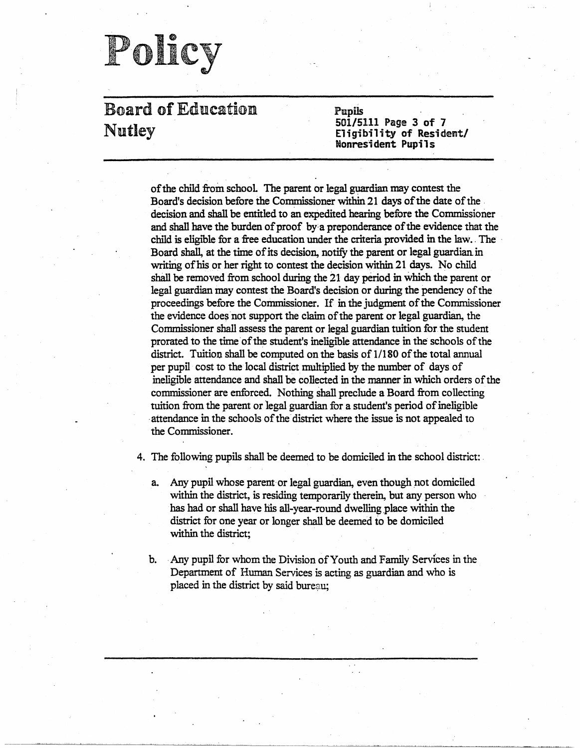of the child from school. The parent or legal guardian may contest the Board's decision before the Commissioner within 21 days of the date of the decision and shall be entitled to an expedited hearing before the Commissioner and shall have the burden of proof by a preponderance of the evidence that the child is eligible for a free education under the criteria provided in the law. The Board shall, at the time of its decision, notify the parent or legal guardian in writing of his or her right to contest the decision within 21 days. No child shall be removed from school during the 21 day period in which the parent or legal guardian may contest the Board's decision or during the pendency of the proceedings before the Commissioner. If in the judgment of the Commissioner the evidence does not support the claim of the parent or legal guardian, the Commissioner shall assess the parent or legal guardian tuition for the student prorated to the time of the student's ineligible attendance in the schools of the district. Tuition shall be computed on the basis of 1/180 of the total annual per pupil cost to the local district multiplied by the number of days of ineligible attendance and shall be collected in the manner in which orders of the commissioner are enforced. Nothing shall preclude a Board from collecting tuition from the parent or legal guardian for a student's period of ineligible attendance in the schools of the district where the issue is not appealed to the Commissioner.

4. The following pupils shall be deemed to be domiciled in the school district:

   a. Any pupil whose parent or legal guardian, even though not domiciled within the district, is residing temporarily therein, but any person who has had or shall have his all-year-round dwelling place within the district for one year or longer shall be deemed to be domiciled within the district;

   b. Any pupil for whom the Division of Youth and Family Services in the Department of Human Services is acting as guardian and who is placed in the district by said bureau;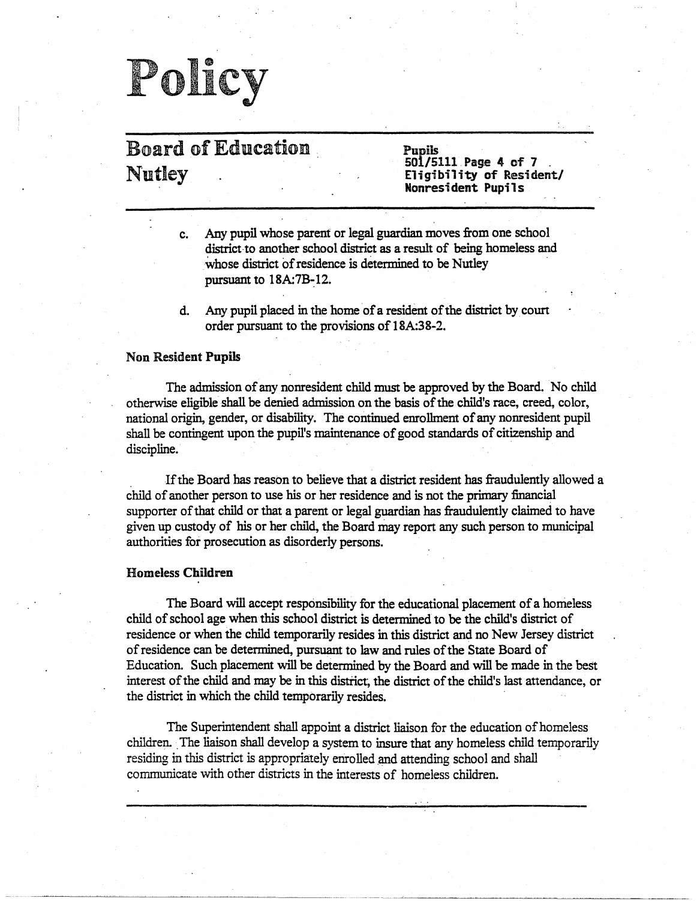c. Any pupil whose parent or legal guardian moves from one school district to another school district as a result of being homeless and whose district of residence is determined to be Nutley pursuant to 18A:7B-12.

d. Any pupil placed in the home of a resident of the district by court order pursuant to the provisions of 18A:38-2.

**Non Resident Pupils**

The admission of any nonresident child must be approved by the Board. No child otherwise eligible shall be denied admission on the basis of the child's race, creed, color, national origin, gender, or disability. The continued enrollment of any nonresident pupil shall be contingent upon the pupil's maintenance of good standards of citizenship and discipline.

If the Board has reason to believe that a district resident has fraudulently allowed a child of another person to use his or her residence and is not the primary financial supporter of that child or that a parent or legal guardian has fraudulently claimed to have given up custody of his or her child, the Board may report any such person to municipal authorities for prosecution as disorderly persons.

**Homeless Children**

The Board will accept responsibility for the educational placement of a homeless child of school age when this school district is determined to be the child's district of residence or when the child temporarily resides in this district and no New Jersey district of residence can be determined, pursuant to law and rules of the State Board of Education. Such placement will be determined by the Board and will be made in the best interest of the child and may be in this district, the district of the child's last attendance, or the district in which the child temporarily resides.

The Superintendent shall appoint a district liaison for the education of homeless children. The liaison shall develop a system to insure that any homeless child temporarily residing in this district is appropriately enrolled and attending school and shall communicate with other districts in the interests of homeless children.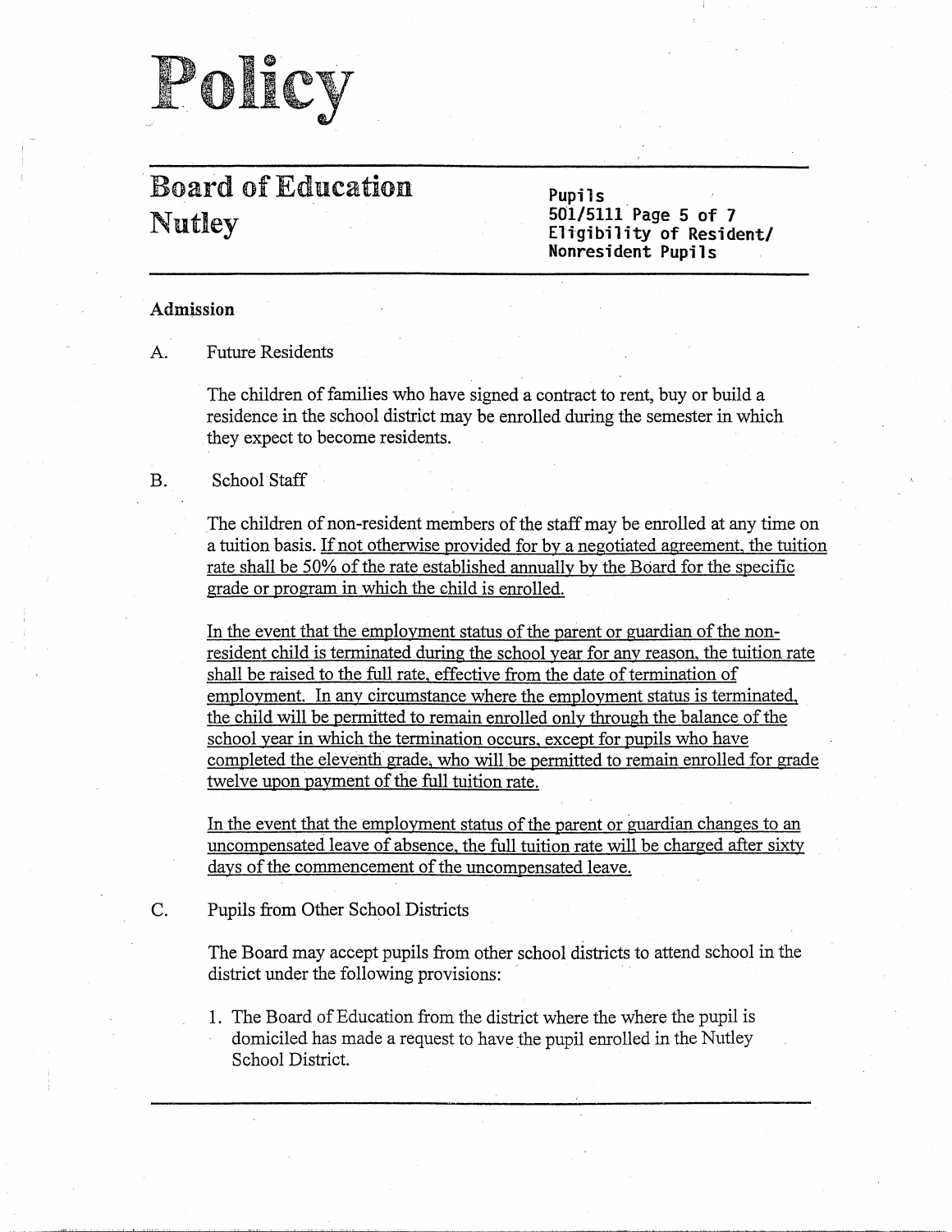## Admission

A. Future Residents

The children of families who have signed a contract to rent, buy or build a residence in the school district may be enrolled during the semester in which they expect to become residents.

B. School Staff

The children of non-resident members of the staff may be enrolled at any time on a tuition basis. <u>If not otherwise provided for by a negotiated agreement, the tuition rate shall be 50% of the rate established annually by the Board for the specific grade or program in which the child is enrolled.</u>

<u>In the event that the employment status of the parent or guardian of the non-resident child is terminated during the school year for any reason, the tuition rate shall be raised to the full rate, effective from the date of termination of employment. In any circumstance where the employment status is terminated, the child will be permitted to remain enrolled only through the balance of the school year in which the termination occurs, except for pupils who have completed the eleventh grade, who will be permitted to remain enrolled for grade twelve upon payment of the full tuition rate.</u>

<u>In the event that the employment status of the parent or guardian changes to an uncompensated leave of absence, the full tuition rate will be charged after sixty days of the commencement of the uncompensated leave.</u>

C. Pupils from Other School Districts

The Board may accept pupils from other school districts to attend school in the district under the following provisions:

1. The Board of Education from the district where the where the pupil is domiciled has made a request to have the pupil enrolled in the Nutley School District.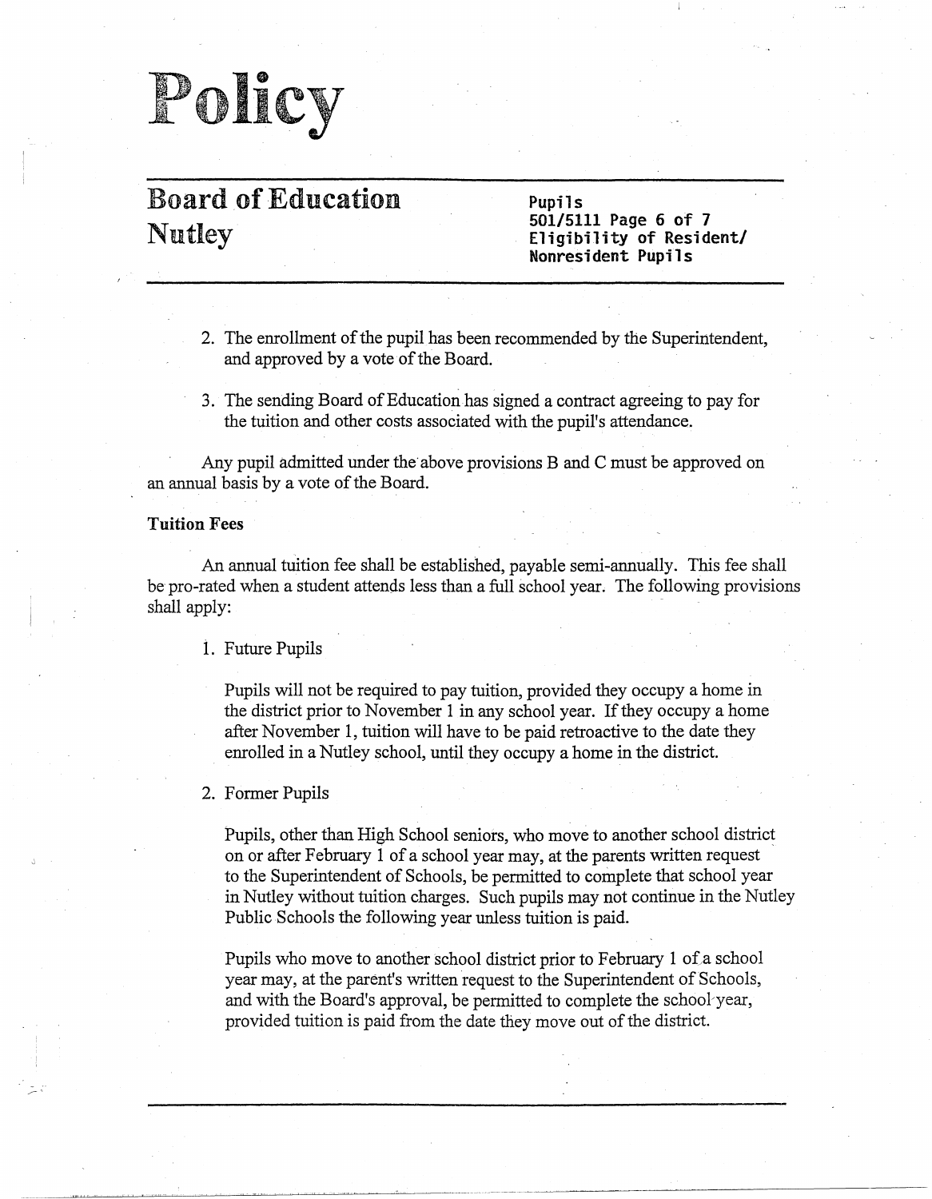2. The enrollment of the pupil has been recommended by the Superintendent, and approved by a vote of the Board.

3. The sending Board of Education has signed a contract agreeing to pay for the tuition and other costs associated with the pupil's attendance.

Any pupil admitted under the above provisions B and C must be approved on an annual basis by a vote of the Board.

**Tuition Fees**

An annual tuition fee shall be established, payable semi-annually. This fee shall be pro-rated when a student attends less than a full school year. The following provisions shall apply:

1. Future Pupils

   Pupils will not be required to pay tuition, provided they occupy a home in the district prior to November 1 in any school year. If they occupy a home after November 1, tuition will have to be paid retroactive to the date they enrolled in a Nutley school, until they occupy a home in the district.

2. Former Pupils

   Pupils, other than High School seniors, who move to another school district on or after February 1 of a school year may, at the parents written request to the Superintendent of Schools, be permitted to complete that school year in Nutley without tuition charges. Such pupils may not continue in the Nutley Public Schools the following year unless tuition is paid.

   Pupils who move to another school district prior to February 1 of a school year may, at the parent's written request to the Superintendent of Schools, and with the Board's approval, be permitted to complete the school year, provided tuition is paid from the date they move out of the district.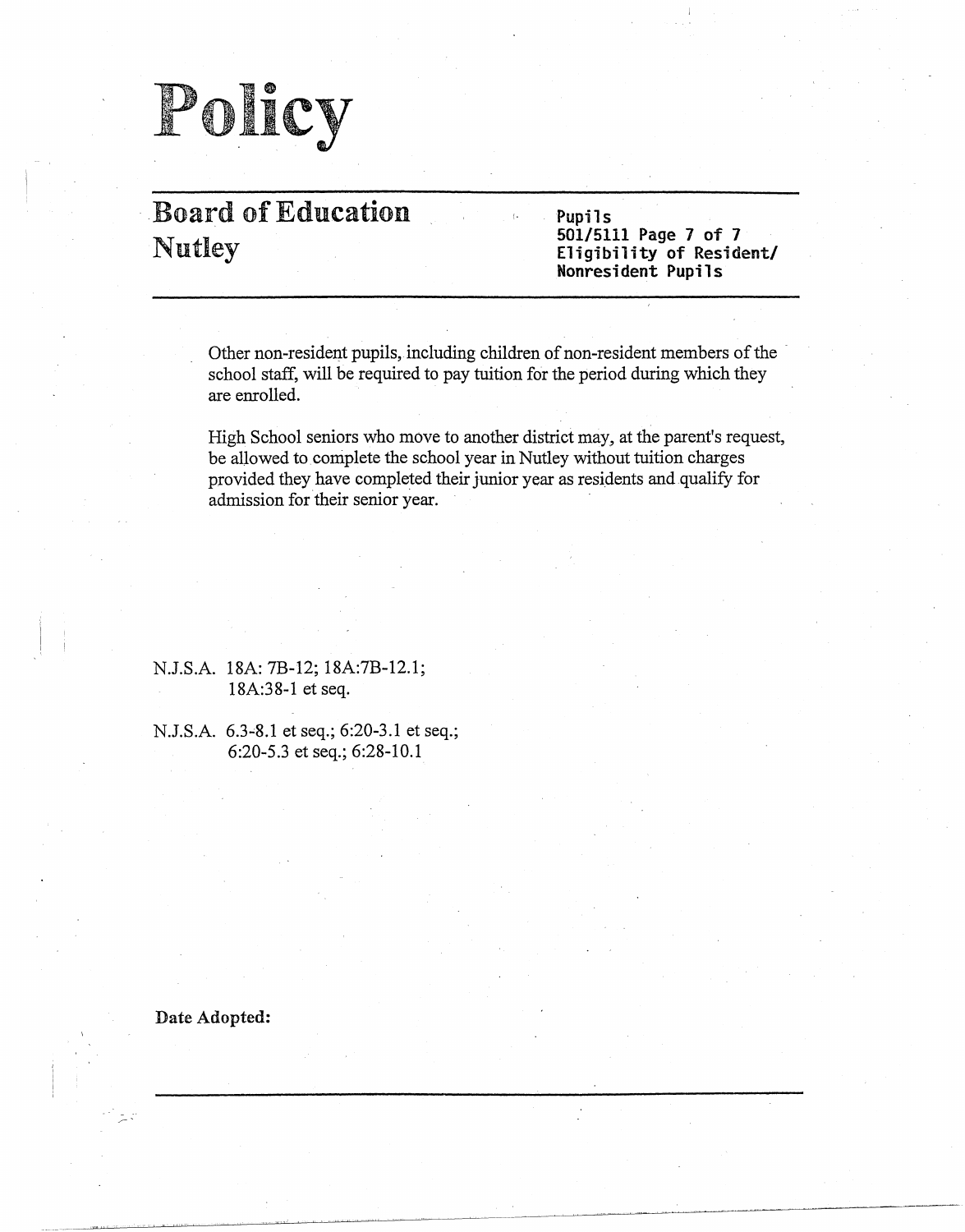Other non-resident pupils, including children of non-resident members of the school staff, will be required to pay tuition for the period during which they are enrolled.

High School seniors who move to another district may, at the parent's request, be allowed to complete the school year in Nutley without tuition charges provided they have completed their junior year as residents and qualify for admission for their senior year.

N.J.S.A. 18A: 7B-12; 18A:7B-12.1;
18A:38-1 et seq.

N.J.S.A. 6.3-8.1 et seq.; 6:20-3.1 et seq.;
6:20-5.3 et seq.; 6:28-10.1

**Date Adopted:**